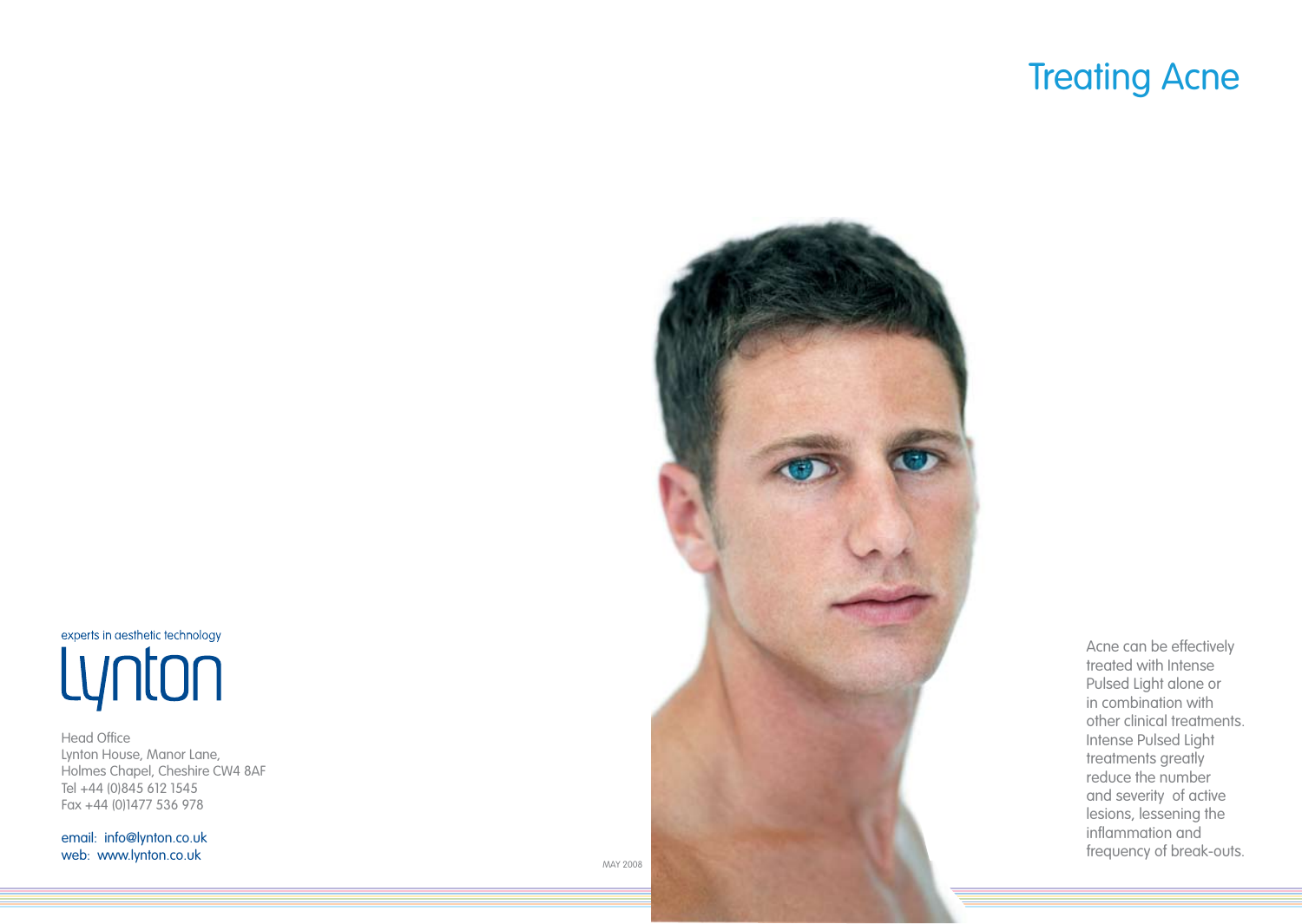# Treating Acne

Acne can be effectively treated with Intense Pulsed Light alone or in combination with other clinical treatments. Intense Pulsed Light treatments greatly reduce the number and severity of active lesions, lessening the inflammation and frequency of break-outs.

experts in aesthetic technology

Lynton

Head Office
Lynton House, Manor Lane,
Holmes Chapel, Cheshire CW4 8AF
Tel +44 (0)845 612 1545
Fax +44 (0)1477 536 978

email: info@lynton.co.uk
web: www.lynton.co.uk

MAY 2008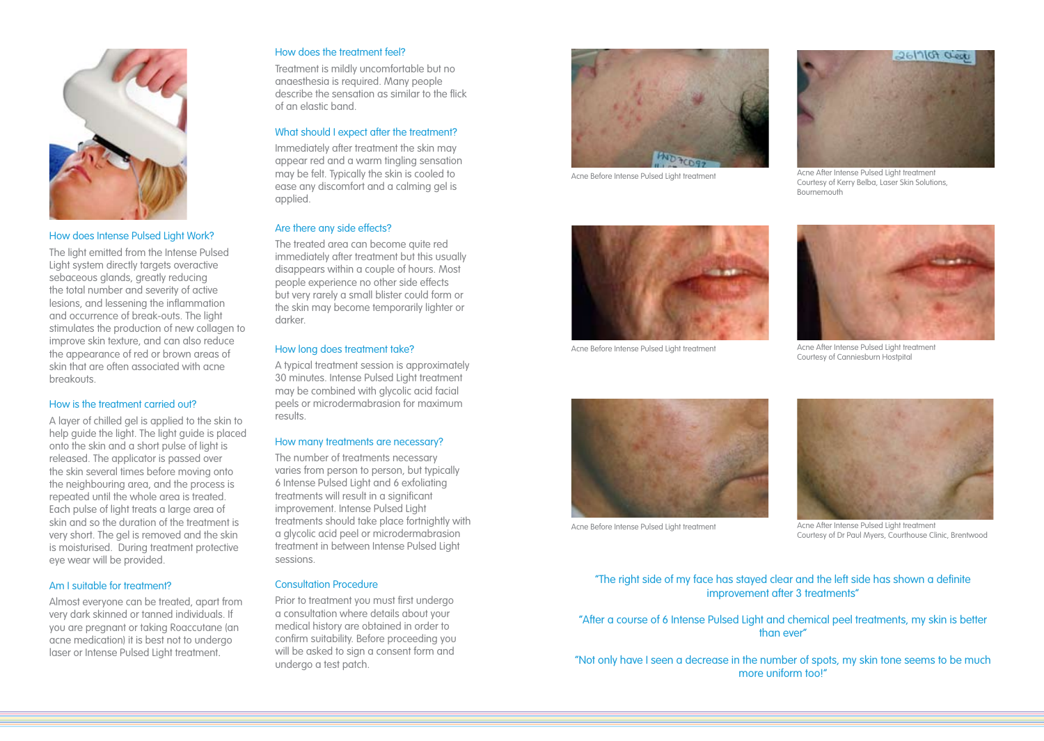## How does Intense Pulsed Light Work?

The light emitted from the Intense Pulsed Light system directly targets overactive sebaceous glands, greatly reducing the total number and severity of active lesions, and lessening the inflammation and occurrence of break-outs. The light stimulates the production of new collagen to improve skin texture, and can also reduce the appearance of red or brown areas of skin that are often associated with acne breakouts.

## How is the treatment carried out?

A layer of chilled gel is applied to the skin to help guide the light. The light guide is placed onto the skin and a short pulse of light is released. The applicator is passed over the skin several times before moving onto the neighbouring area, and the process is repeated until the whole area is treated. Each pulse of light treats a large area of skin and so the duration of the treatment is very short. The gel is removed and the skin is moisturised. During treatment protective eye wear will be provided.

## Am I suitable for treatment?

Almost everyone can be treated, apart from very dark skinned or tanned individuals. If you are pregnant or taking Roaccutane (an acne medication) it is best not to undergo laser or Intense Pulsed Light treatment.

## How does the treatment feel?

Treatment is mildly uncomfortable but no anaesthesia is required. Many people describe the sensation as similar to the flick of an elastic band.

## What should I expect after the treatment?

Immediately after treatment the skin may appear red and a warm tingling sensation may be felt. Typically the skin is cooled to ease any discomfort and a calming gel is applied.

## Are there any side effects?

The treated area can become quite red immediately after treatment but this usually disappears within a couple of hours. Most people experience no other side effects but very rarely a small blister could form or the skin may become temporarily lighter or darker.

## How long does treatment take?

A typical treatment session is approximately 30 minutes. Intense Pulsed Light treatment may be combined with glycolic acid facial peels or microdermabrasion for maximum results.

## How many treatments are necessary?

The number of treatments necessary varies from person to person, but typically 6 Intense Pulsed Light and 6 exfoliating treatments will result in a significant improvement. Intense Pulsed Light treatments should take place fortnightly with a glycolic acid peel or microdermabrasion treatment in between Intense Pulsed Light sessions.

## Consultation Procedure

Prior to treatment you must first undergo a consultation where details about your medical history are obtained in order to confirm suitability. Before proceeding you will be asked to sign a consent form and undergo a test patch.

Acne Before Intense Pulsed Light treatment

Acne After Intense Pulsed Light treatment
Courtesy of Kerry Belba, Laser Skin Solutions, Bournemouth

Acne Before Intense Pulsed Light treatment

Acne After Intense Pulsed Light treatment
Courtesy of Canniesburn Hostpital

Acne Before Intense Pulsed Light treatment

Acne After Intense Pulsed Light treatment
Courtesy of Dr Paul Myers, Courthouse Clinic, Brentwood

"The right side of my face has stayed clear and the left side has shown a definite improvement after 3 treatments"

"After a course of 6 Intense Pulsed Light and chemical peel treatments, my skin is better than ever"

"Not only have I seen a decrease in the number of spots, my skin tone seems to be much more uniform too!"